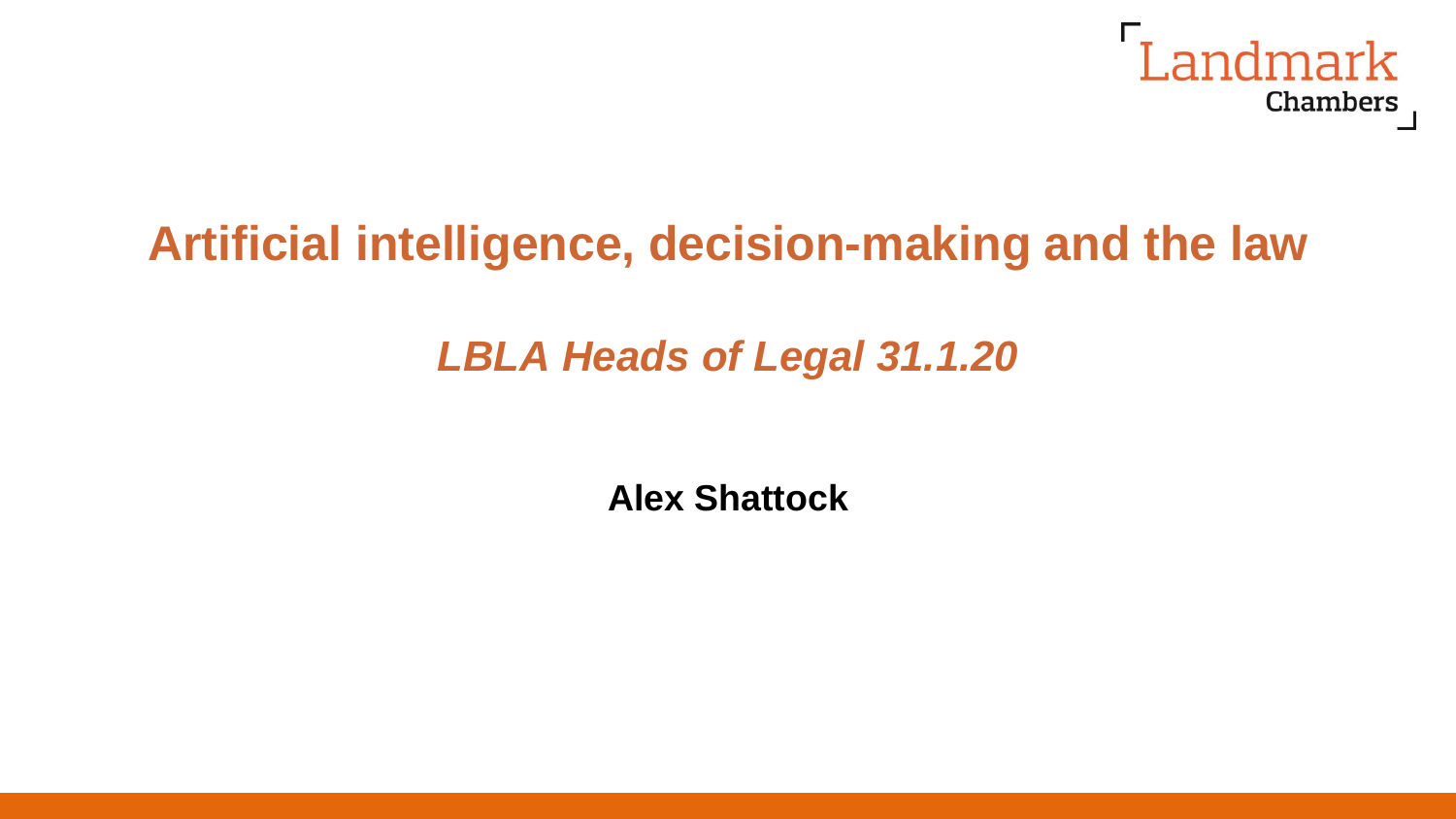Landmark Chambers

# Artificial intelligence, decision-making and the law

## *LBLA Heads of Legal 31.1.20*

**Alex Shattock**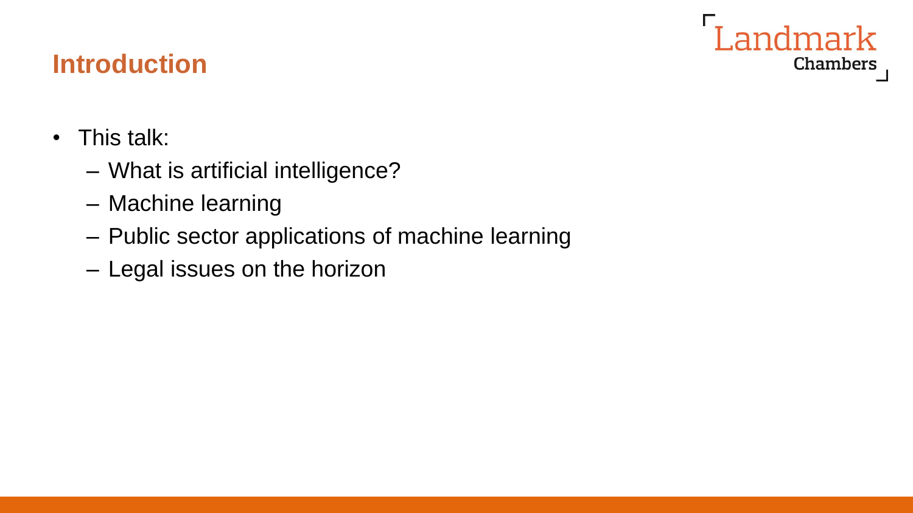## Introduction

- This talk:
  - What is artificial intelligence?
  - Machine learning
  - Public sector applications of machine learning
  - Legal issues on the horizon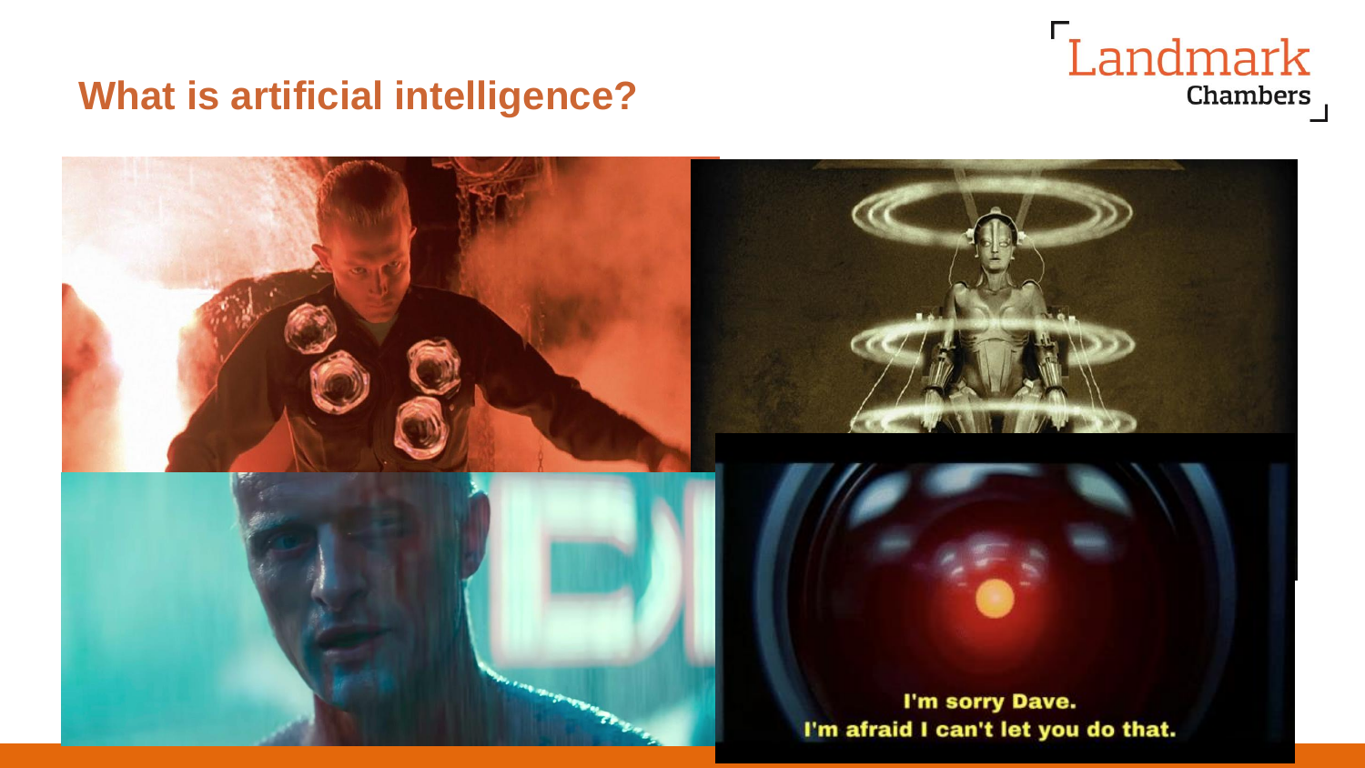# What is artificial intelligence?

I'm sorry Dave.
I'm afraid I can't let you do that.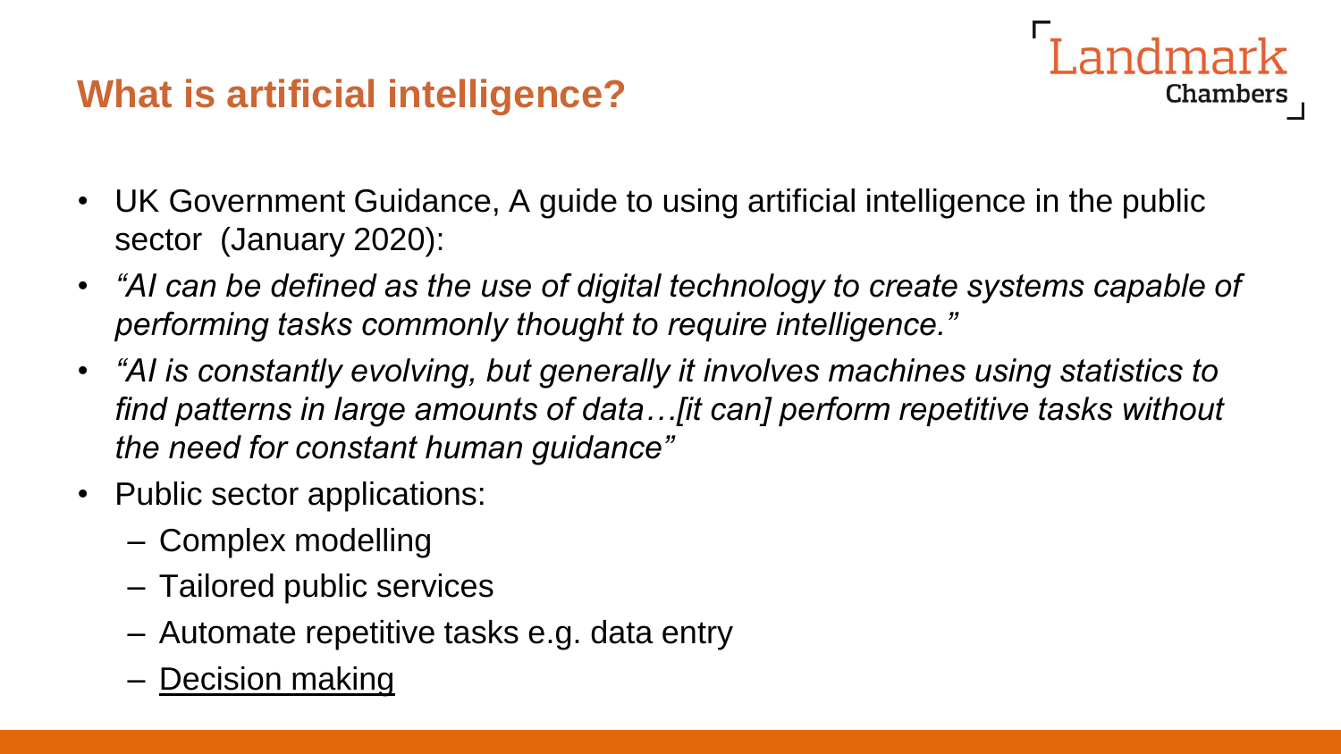## What is artificial intelligence?

- UK Government Guidance, A guide to using artificial intelligence in the public sector (January 2020):
- *"AI can be defined as the use of digital technology to create systems capable of performing tasks commonly thought to require intelligence."*
- *"AI is constantly evolving, but generally it involves machines using statistics to find patterns in large amounts of data…[it can] perform repetitive tasks without the need for constant human guidance"*
- Public sector applications:
  - Complex modelling
  - Tailored public services
  - Automate repetitive tasks e.g. data entry
  - <u>Decision making</u>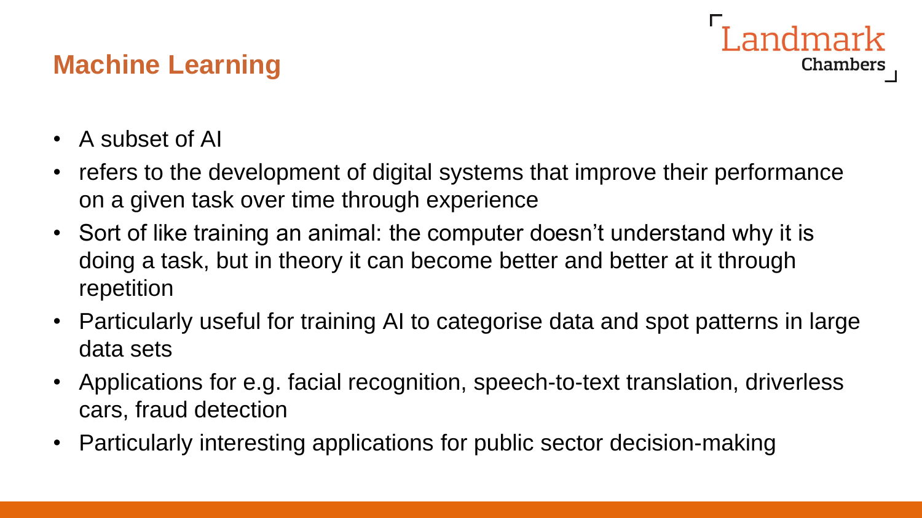## Machine Learning

- A subset of AI
- refers to the development of digital systems that improve their performance on a given task over time through experience
- Sort of like training an animal: the computer doesn't understand why it is doing a task, but in theory it can become better and better at it through repetition
- Particularly useful for training AI to categorise data and spot patterns in large data sets
- Applications for e.g. facial recognition, speech-to-text translation, driverless cars, fraud detection
- Particularly interesting applications for public sector decision-making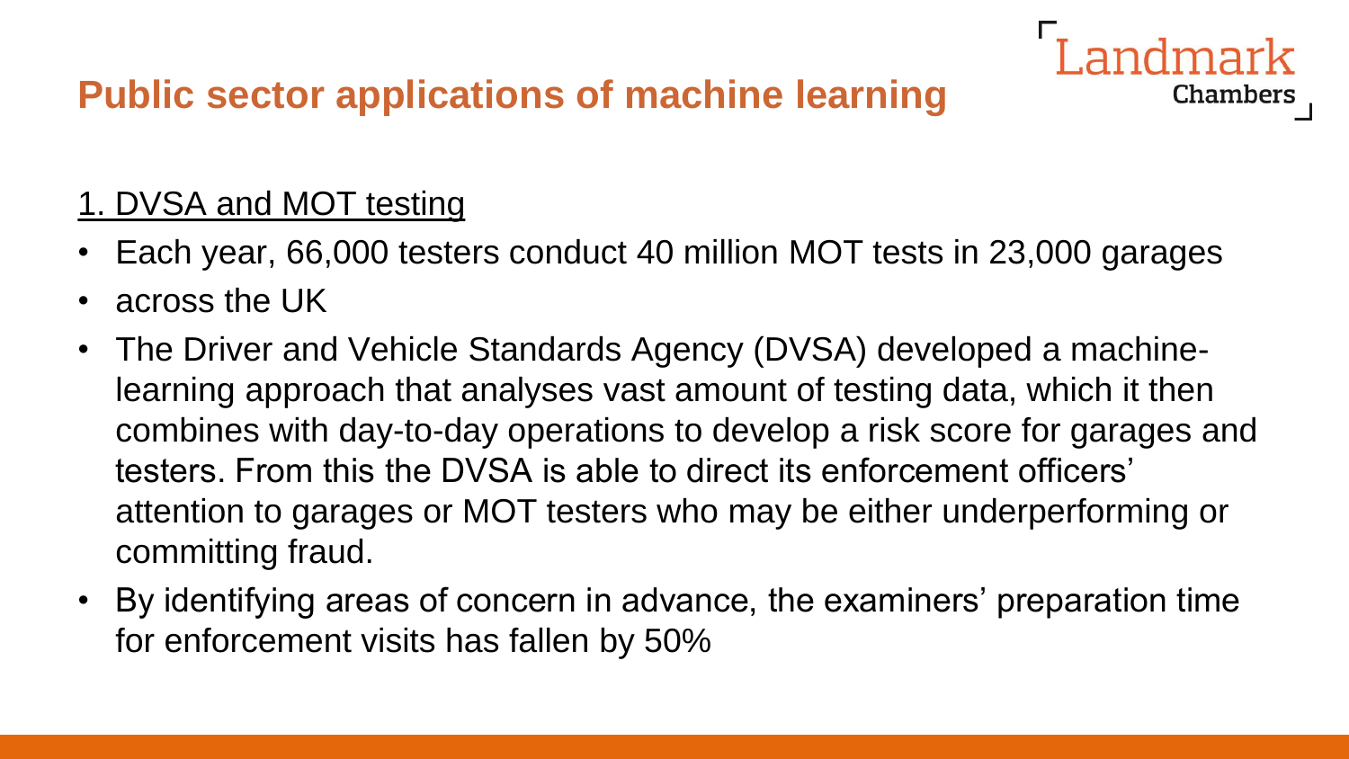## Public sector applications of machine learning

1. DVSA and MOT testing

- Each year, 66,000 testers conduct 40 million MOT tests in 23,000 garages
- across the UK
- The Driver and Vehicle Standards Agency (DVSA) developed a machine-learning approach that analyses vast amount of testing data, which it then combines with day-to-day operations to develop a risk score for garages and testers. From this the DVSA is able to direct its enforcement officers' attention to garages or MOT testers who may be either underperforming or committing fraud.
- By identifying areas of concern in advance, the examiners' preparation time for enforcement visits has fallen by 50%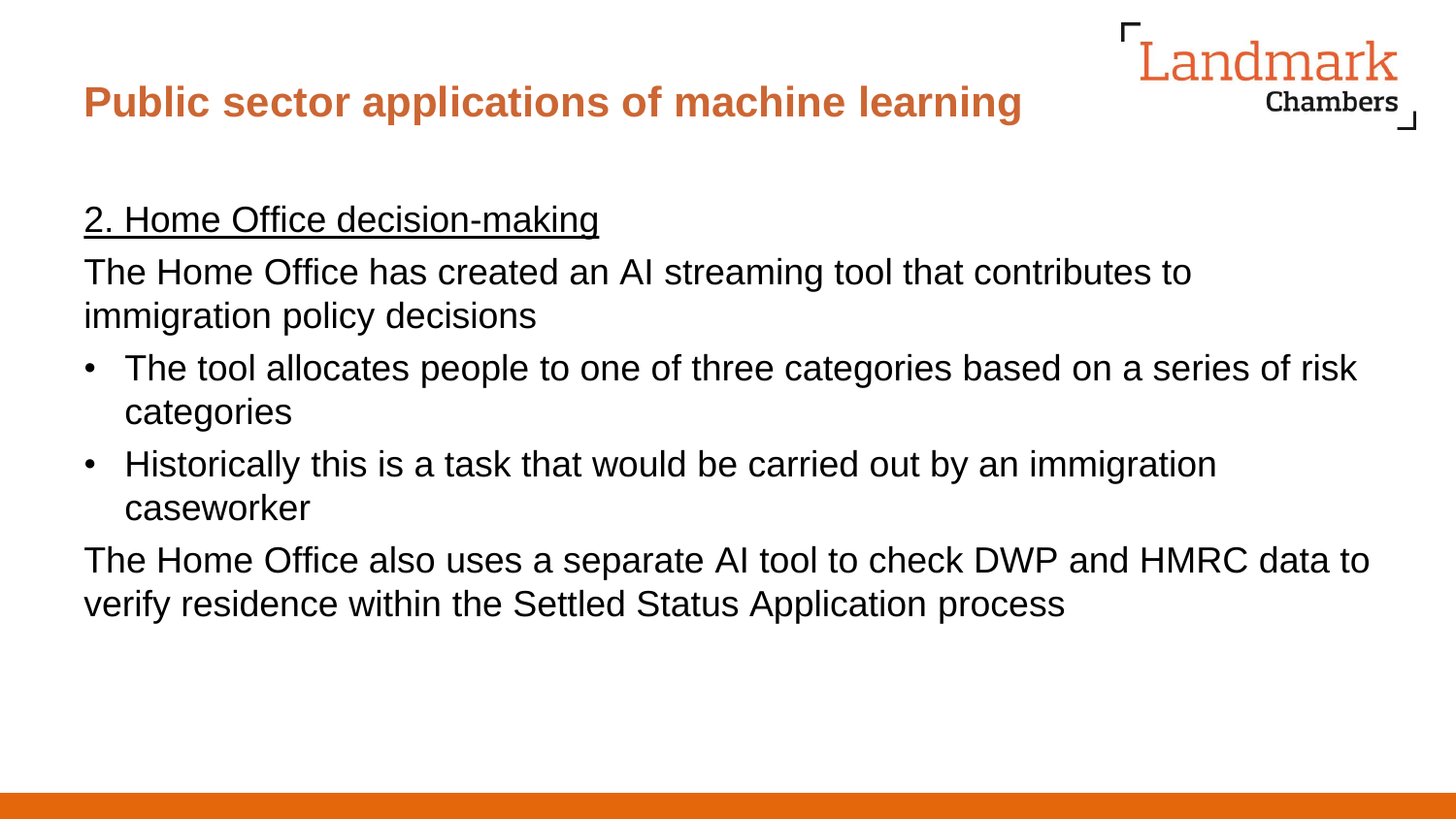# Public sector applications of machine learning

## 2. Home Office decision-making

The Home Office has created an AI streaming tool that contributes to immigration policy decisions

- The tool allocates people to one of three categories based on a series of risk categories
- Historically this is a task that would be carried out by an immigration caseworker

The Home Office also uses a separate AI tool to check DWP and HMRC data to verify residence within the Settled Status Application process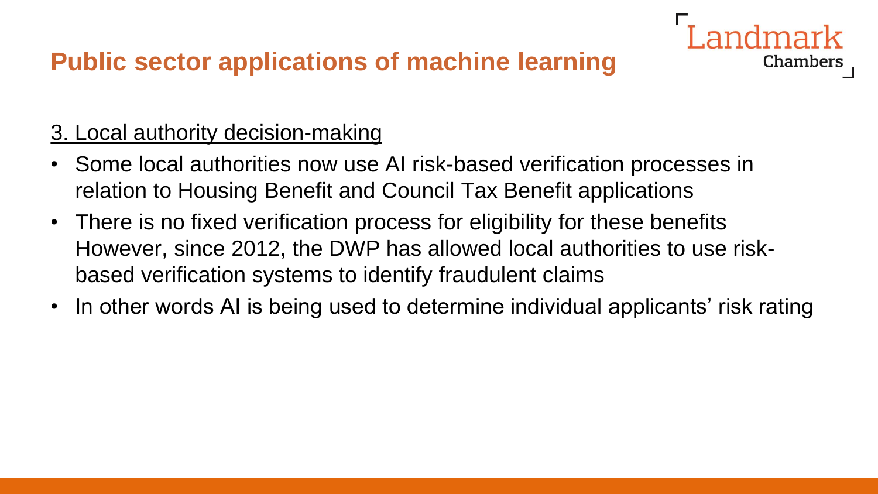# Public sector applications of machine learning

3. Local authority decision-making

- Some local authorities now use AI risk-based verification processes in relation to Housing Benefit and Council Tax Benefit applications
- There is no fixed verification process for eligibility for these benefits However, since 2012, the DWP has allowed local authorities to use risk-based verification systems to identify fraudulent claims
- In other words AI is being used to determine individual applicants' risk rating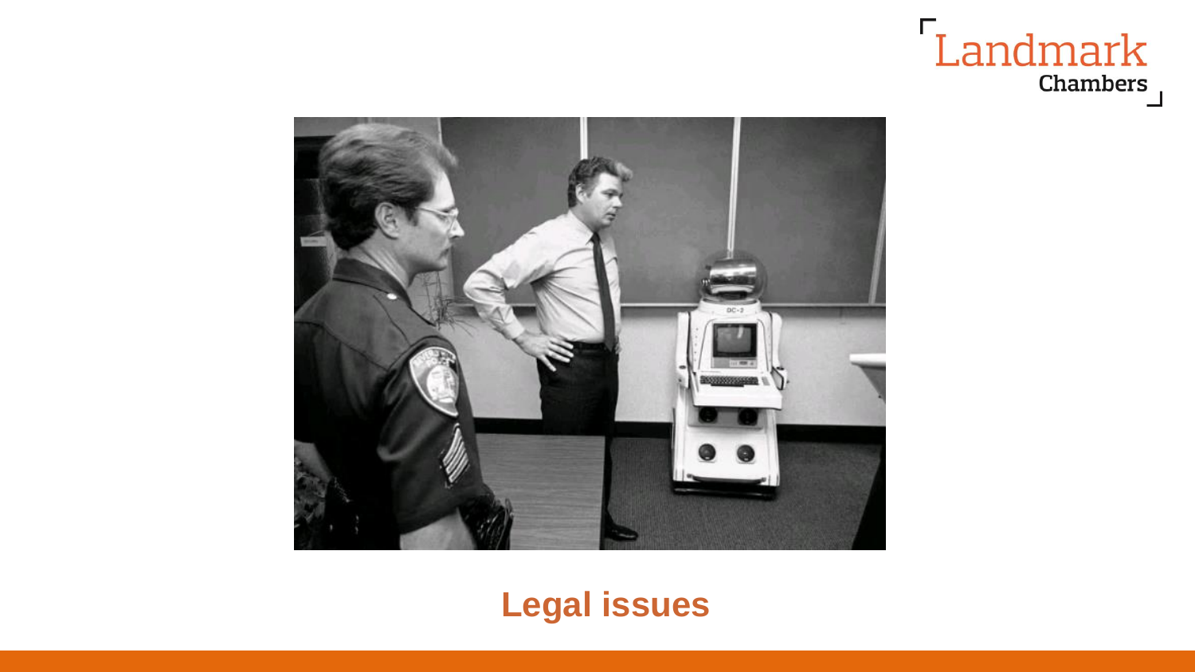# Legal issues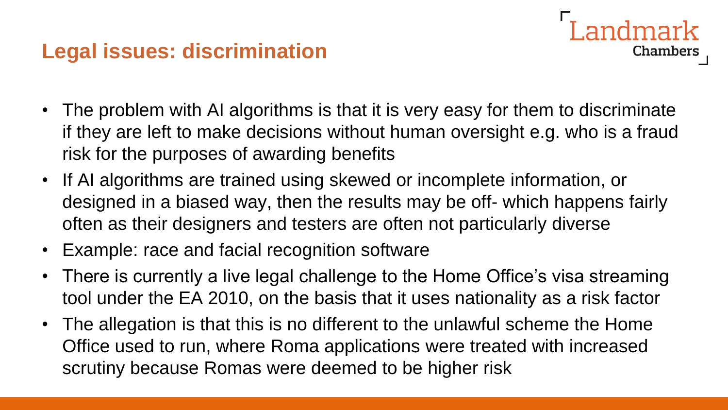## Legal issues: discrimination

- The problem with AI algorithms is that it is very easy for them to discriminate if they are left to make decisions without human oversight e.g. who is a fraud risk for the purposes of awarding benefits
- If AI algorithms are trained using skewed or incomplete information, or designed in a biased way, then the results may be off- which happens fairly often as their designers and testers are often not particularly diverse
- Example: race and facial recognition software
- There is currently a live legal challenge to the Home Office's visa streaming tool under the EA 2010, on the basis that it uses nationality as a risk factor
- The allegation is that this is no different to the unlawful scheme the Home Office used to run, where Roma applications were treated with increased scrutiny because Romas were deemed to be higher risk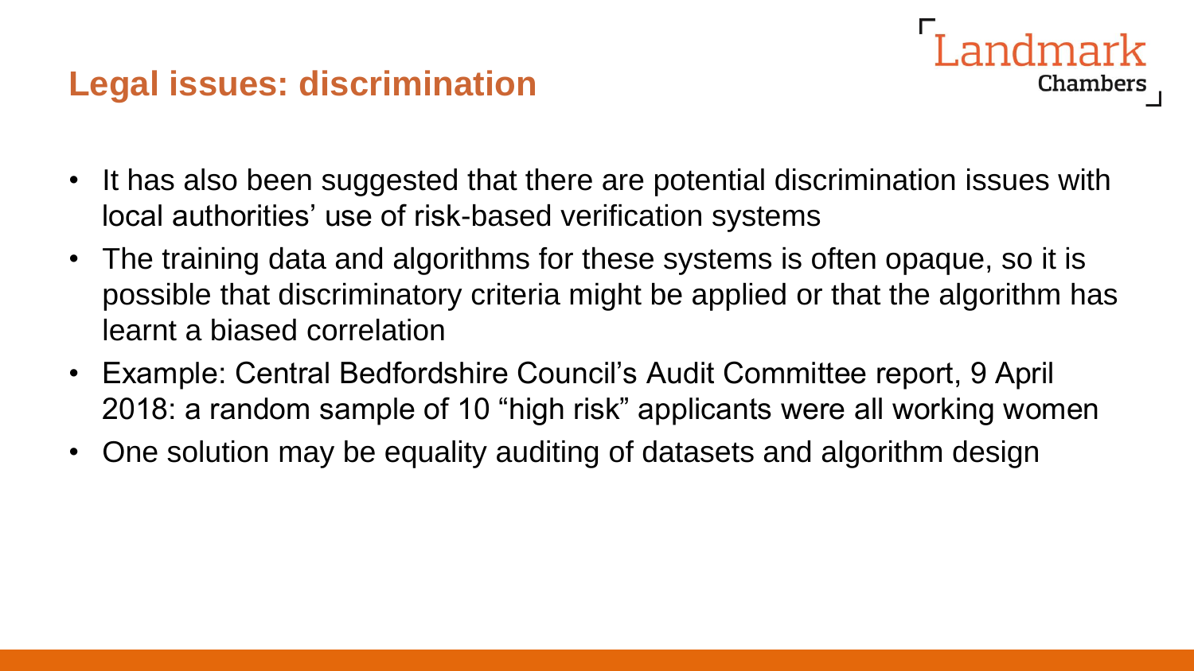## Legal issues: discrimination

- It has also been suggested that there are potential discrimination issues with local authorities' use of risk-based verification systems
- The training data and algorithms for these systems is often opaque, so it is possible that discriminatory criteria might be applied or that the algorithm has learnt a biased correlation
- Example: Central Bedfordshire Council's Audit Committee report, 9 April 2018: a random sample of 10 "high risk" applicants were all working women
- One solution may be equality auditing of datasets and algorithm design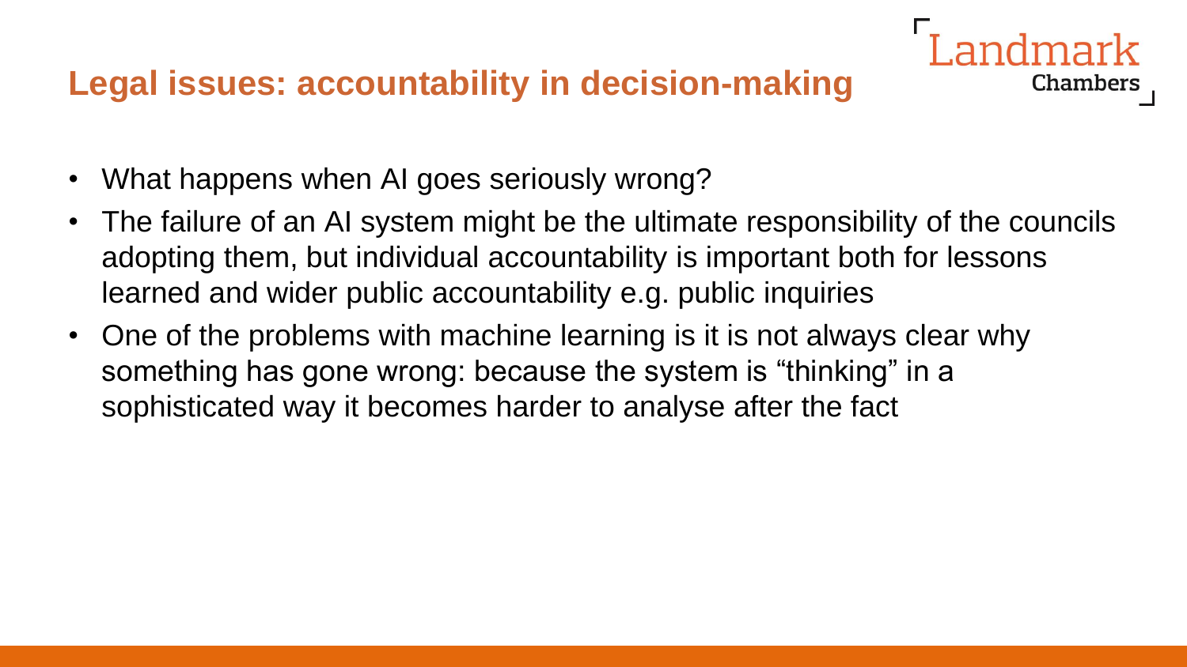## Legal issues: accountability in decision-making

- What happens when AI goes seriously wrong?
- The failure of an AI system might be the ultimate responsibility of the councils adopting them, but individual accountability is important both for lessons learned and wider public accountability e.g. public inquiries
- One of the problems with machine learning is it is not always clear why something has gone wrong: because the system is “thinking” in a sophisticated way it becomes harder to analyse after the fact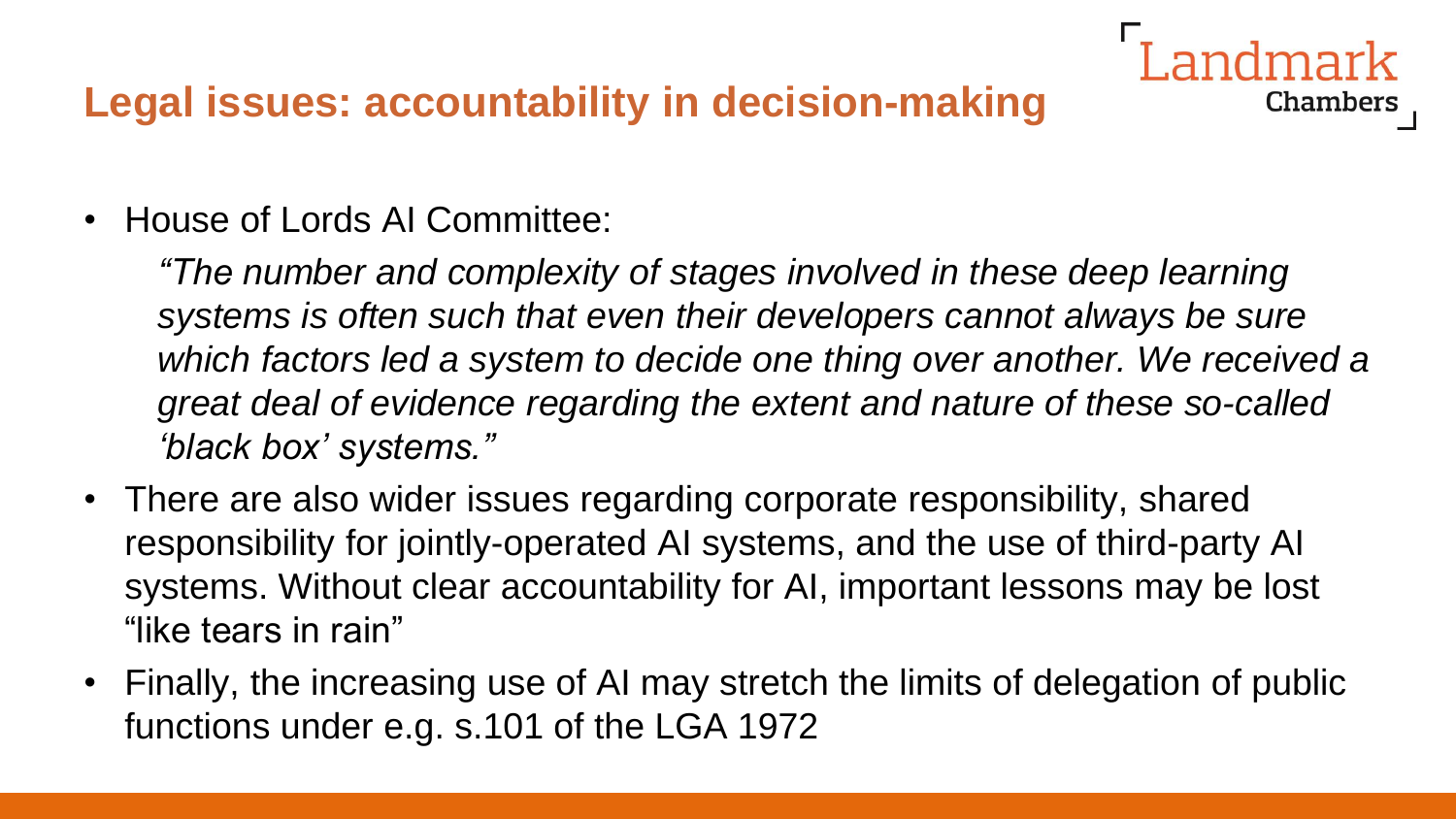## Legal issues: accountability in decision-making

- House of Lords AI Committee:

  *"The number and complexity of stages involved in these deep learning systems is often such that even their developers cannot always be sure which factors led a system to decide one thing over another. We received a great deal of evidence regarding the extent and nature of these so-called 'black box' systems."*

- There are also wider issues regarding corporate responsibility, shared responsibility for jointly-operated AI systems, and the use of third-party AI systems. Without clear accountability for AI, important lessons may be lost "like tears in rain"
- Finally, the increasing use of AI may stretch the limits of delegation of public functions under e.g. s.101 of the LGA 1972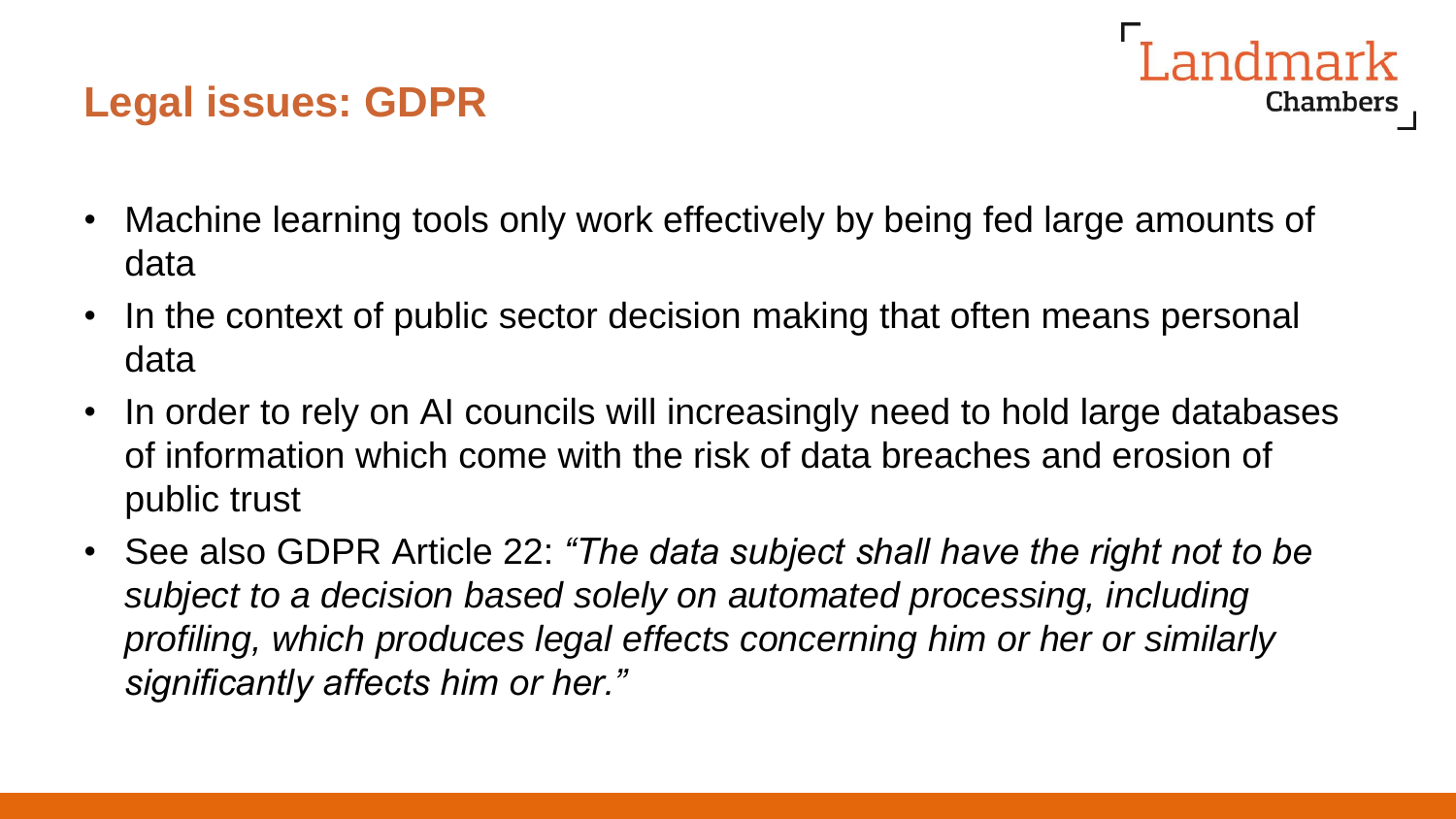## Legal issues: GDPR

- Machine learning tools only work effectively by being fed large amounts of data
- In the context of public sector decision making that often means personal data
- In order to rely on AI councils will increasingly need to hold large databases of information which come with the risk of data breaches and erosion of public trust
- See also GDPR Article 22: *"The data subject shall have the right not to be subject to a decision based solely on automated processing, including profiling, which produces legal effects concerning him or her or similarly significantly affects him or her."*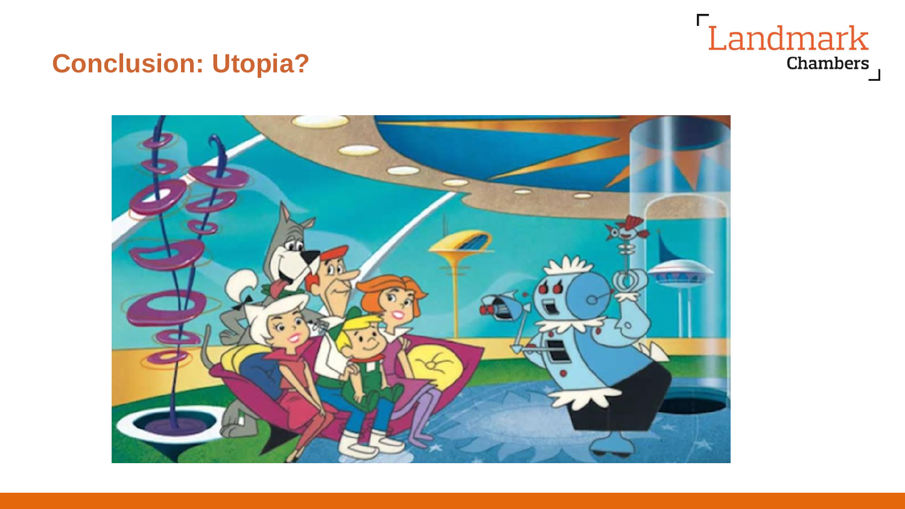# Conclusion: Utopia?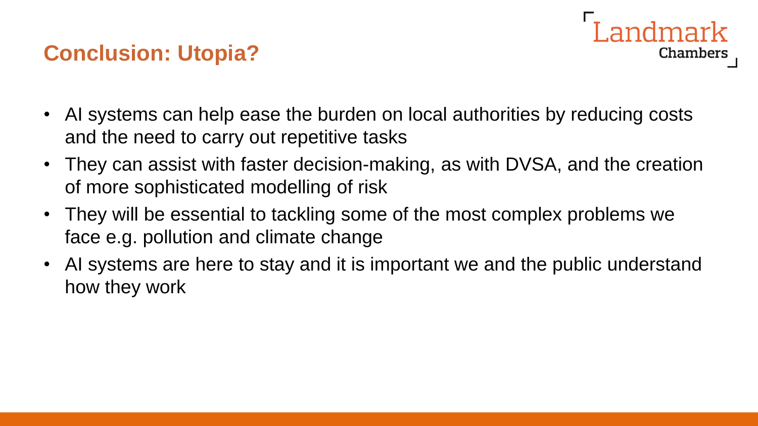## Conclusion: Utopia?

- AI systems can help ease the burden on local authorities by reducing costs and the need to carry out repetitive tasks
- They can assist with faster decision-making, as with DVSA, and the creation of more sophisticated modelling of risk
- They will be essential to tackling some of the most complex problems we face e.g. pollution and climate change
- AI systems are here to stay and it is important we and the public understand how they work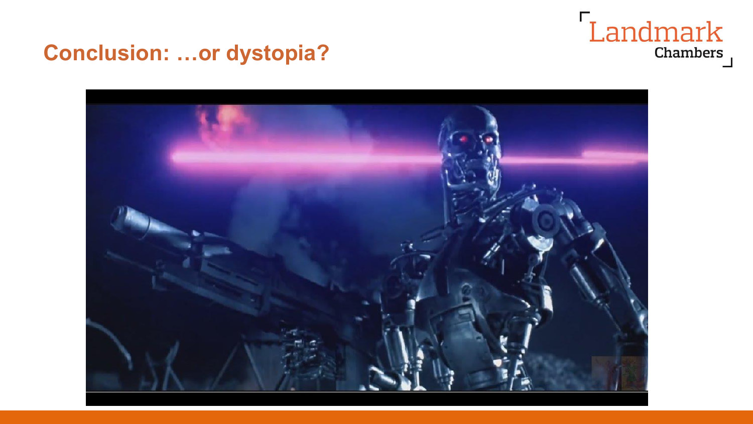## Conclusion: …or dystopia?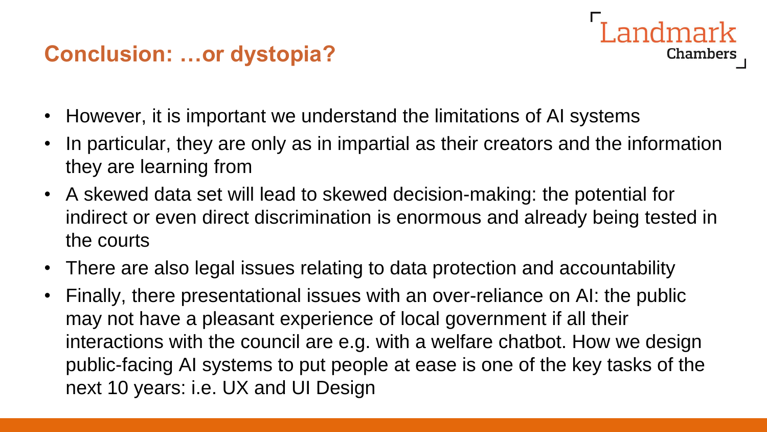## Conclusion: …or dystopia?

- However, it is important we understand the limitations of AI systems
- In particular, they are only as in impartial as their creators and the information they are learning from
- A skewed data set will lead to skewed decision-making: the potential for indirect or even direct discrimination is enormous and already being tested in the courts
- There are also legal issues relating to data protection and accountability
- Finally, there presentational issues with an over-reliance on AI: the public may not have a pleasant experience of local government if all their interactions with the council are e.g. with a welfare chatbot. How we design public-facing AI systems to put people at ease is one of the key tasks of the next 10 years: i.e. UX and UI Design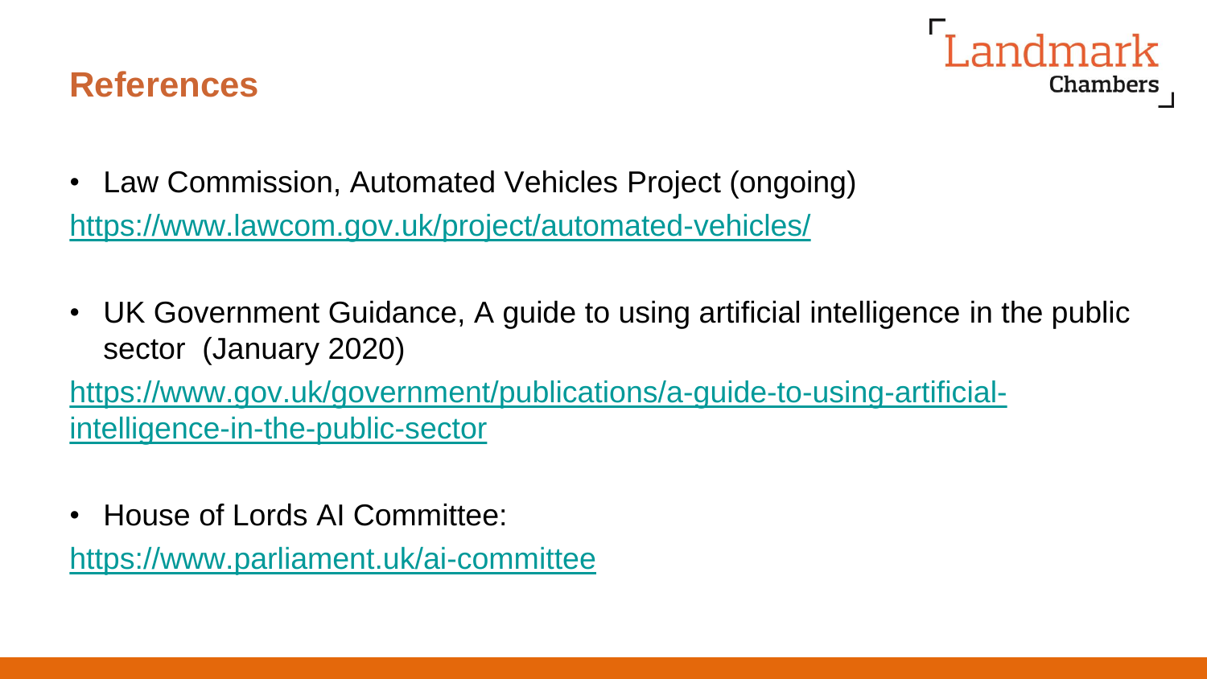# References

- Law Commission, Automated Vehicles Project (ongoing)

https://www.lawcom.gov.uk/project/automated-vehicles/

- UK Government Guidance, A guide to using artificial intelligence in the public sector (January 2020)

https://www.gov.uk/government/publications/a-guide-to-using-artificial-intelligence-in-the-public-sector

- House of Lords AI Committee:

https://www.parliament.uk/ai-committee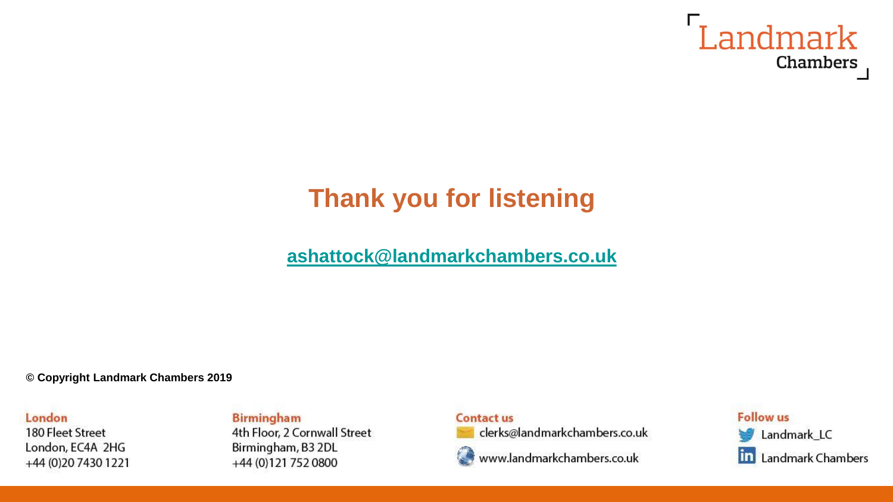Landmark
Chambers

# Thank you for listening

[ashattock@landmarkchambers.co.uk](mailto:ashattock@landmarkchambers.co.uk)

**© Copyright Landmark Chambers 2019**

**London**
180 Fleet Street
London, EC4A 2HG
+44 (0)20 7430 1221

**Birmingham**
4th Floor, 2 Cornwall Street
Birmingham, B3 2DL
+44 (0)121 752 0800

**Contact us**
clerks@landmarkchambers.co.uk
www.landmarkchambers.co.uk

**Follow us**
Landmark_LC
Landmark Chambers